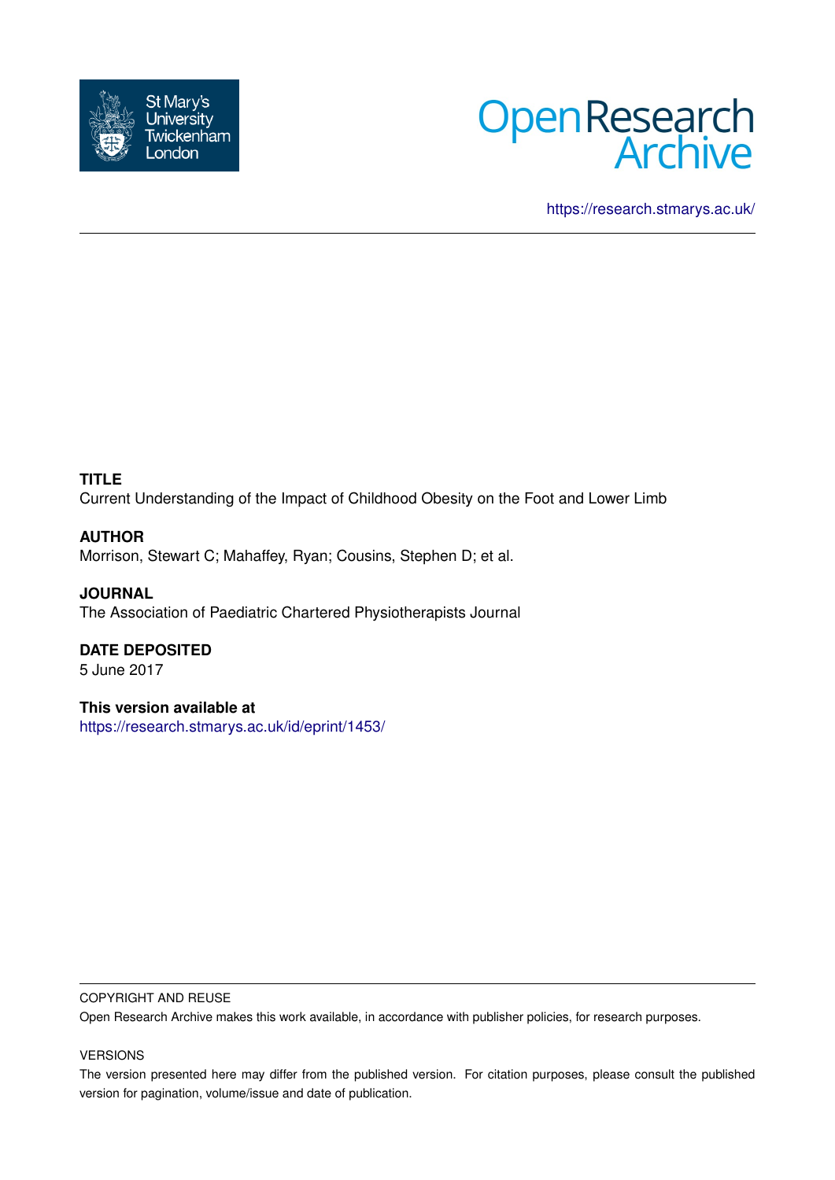St Mary's University Twickenham London

Open Research Archive

https://research.stmarys.ac.uk/

**TITLE**

Current Understanding of the Impact of Childhood Obesity on the Foot and Lower Limb

**AUTHOR**

Morrison, Stewart C; Mahaffey, Ryan; Cousins, Stephen D; et al.

**JOURNAL**

The Association of Paediatric Chartered Physiotherapists Journal

**DATE DEPOSITED**

5 June 2017

**This version available at**

https://research.stmarys.ac.uk/id/eprint/1453/

COPYRIGHT AND REUSE

Open Research Archive makes this work available, in accordance with publisher policies, for research purposes.

VERSIONS

The version presented here may differ from the published version. For citation purposes, please consult the published version for pagination, volume/issue and date of publication.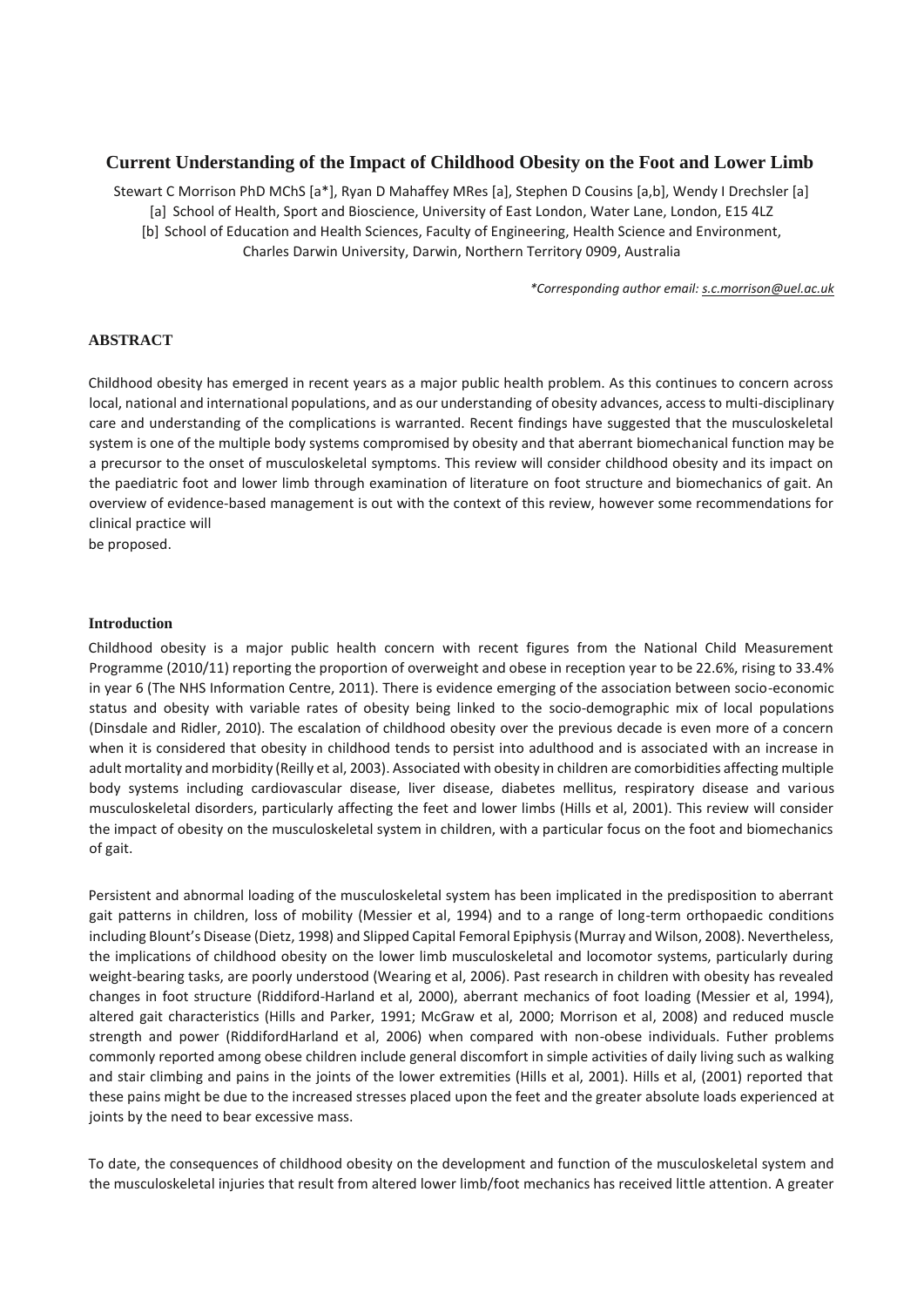# Current Understanding of the Impact of Childhood Obesity on the Foot and Lower Limb

Stewart C Morrison PhD MChS [a*], Ryan D Mahaffey MRes [a], Stephen D Cousins [a,b], Wendy I Drechsler [a]

[a] School of Health, Sport and Bioscience, University of East London, Water Lane, London, E15 4LZ

[b] School of Education and Health Sciences, Faculty of Engineering, Health Science and Environment, Charles Darwin University, Darwin, Northern Territory 0909, Australia

*\*Corresponding author email: s.c.morrison@uel.ac.uk*

## ABSTRACT

Childhood obesity has emerged in recent years as a major public health problem. As this continues to concern across local, national and international populations, and as our understanding of obesity advances, access to multi-disciplinary care and understanding of the complications is warranted. Recent findings have suggested that the musculoskeletal system is one of the multiple body systems compromised by obesity and that aberrant biomechanical function may be a precursor to the onset of musculoskeletal symptoms. This review will consider childhood obesity and its impact on the paediatric foot and lower limb through examination of literature on foot structure and biomechanics of gait. An overview of evidence-based management is out with the context of this review, however some recommendations for clinical practice will be proposed.

## Introduction

Childhood obesity is a major public health concern with recent figures from the National Child Measurement Programme (2010/11) reporting the proportion of overweight and obese in reception year to be 22.6%, rising to 33.4% in year 6 (The NHS Information Centre, 2011). There is evidence emerging of the association between socio-economic status and obesity with variable rates of obesity being linked to the socio-demographic mix of local populations (Dinsdale and Ridler, 2010). The escalation of childhood obesity over the previous decade is even more of a concern when it is considered that obesity in childhood tends to persist into adulthood and is associated with an increase in adult mortality and morbidity (Reilly et al, 2003). Associated with obesity in children are comorbidities affecting multiple body systems including cardiovascular disease, liver disease, diabetes mellitus, respiratory disease and various musculoskeletal disorders, particularly affecting the feet and lower limbs (Hills et al, 2001). This review will consider the impact of obesity on the musculoskeletal system in children, with a particular focus on the foot and biomechanics of gait.

Persistent and abnormal loading of the musculoskeletal system has been implicated in the predisposition to aberrant gait patterns in children, loss of mobility (Messier et al, 1994) and to a range of long-term orthopaedic conditions including Blount's Disease (Dietz, 1998) and Slipped Capital Femoral Epiphysis (Murray and Wilson, 2008). Nevertheless, the implications of childhood obesity on the lower limb musculoskeletal and locomotor systems, particularly during weight-bearing tasks, are poorly understood (Wearing et al, 2006). Past research in children with obesity has revealed changes in foot structure (Riddiford-Harland et al, 2000), aberrant mechanics of foot loading (Messier et al, 1994), altered gait characteristics (Hills and Parker, 1991; McGraw et al, 2000; Morrison et al, 2008) and reduced muscle strength and power (RiddifordHarland et al, 2006) when compared with non-obese individuals. Futher problems commonly reported among obese children include general discomfort in simple activities of daily living such as walking and stair climbing and pains in the joints of the lower extremities (Hills et al, 2001). Hills et al, (2001) reported that these pains might be due to the increased stresses placed upon the feet and the greater absolute loads experienced at joints by the need to bear excessive mass.

To date, the consequences of childhood obesity on the development and function of the musculoskeletal system and the musculoskeletal injuries that result from altered lower limb/foot mechanics has received little attention. A greater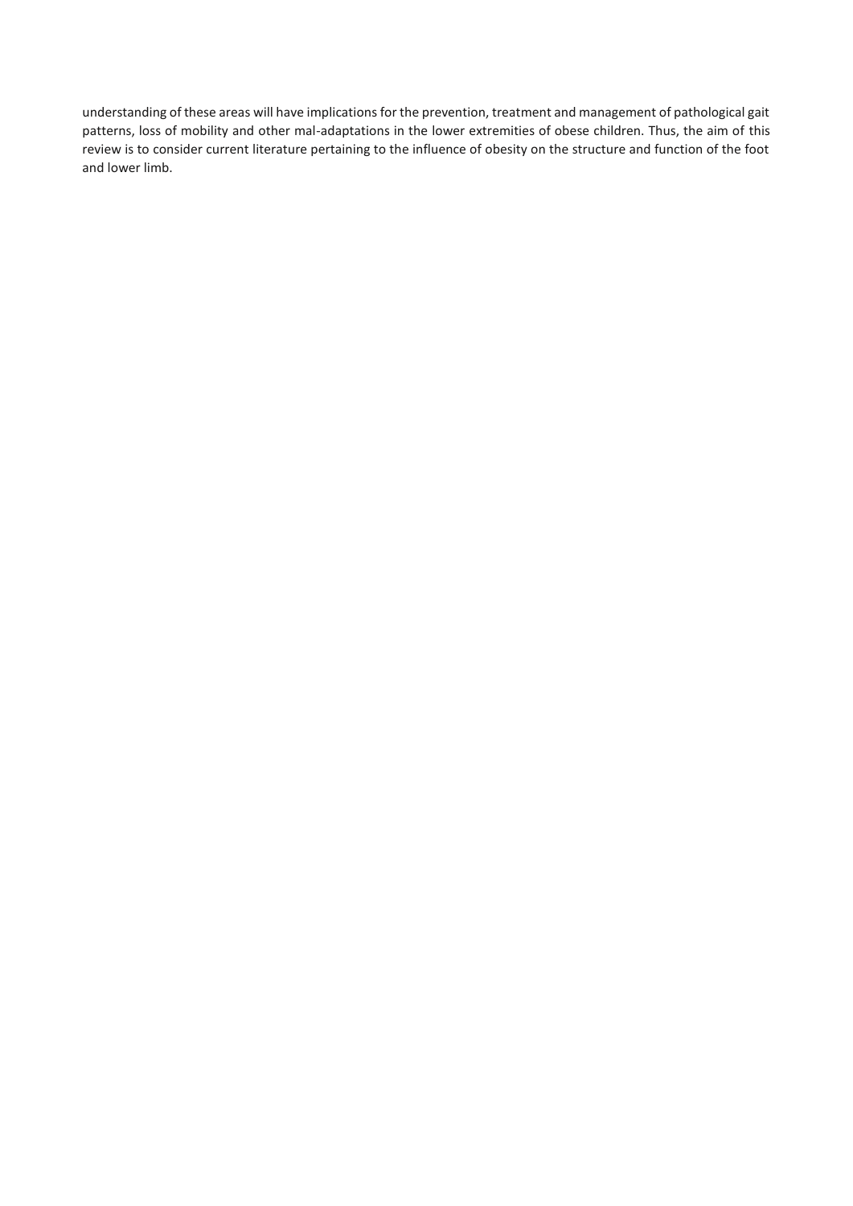understanding of these areas will have implications for the prevention, treatment and management of pathological gait patterns, loss of mobility and other mal-adaptations in the lower extremities of obese children. Thus, the aim of this review is to consider current literature pertaining to the influence of obesity on the structure and function of the foot and lower limb.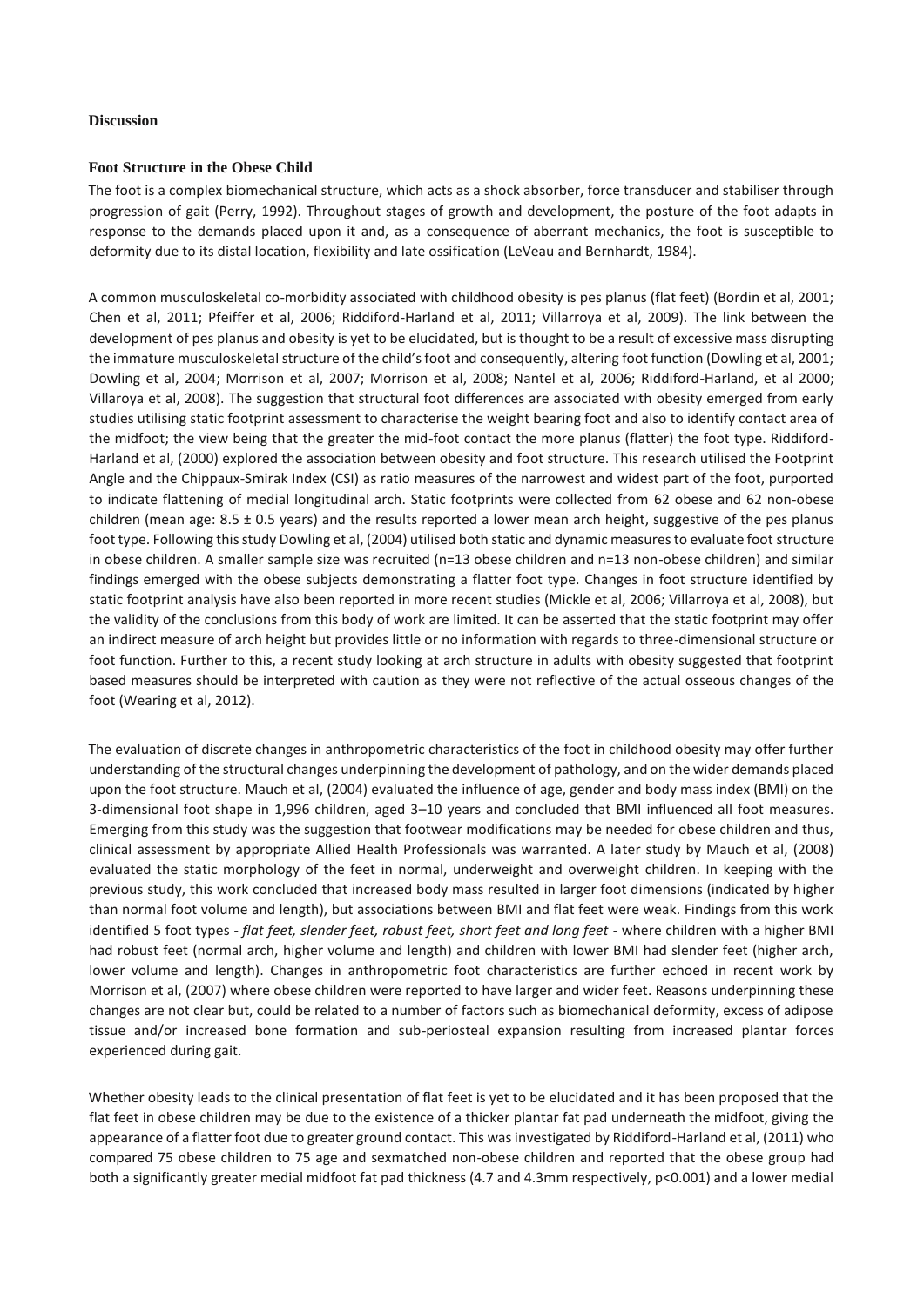## Discussion

### Foot Structure in the Obese Child

The foot is a complex biomechanical structure, which acts as a shock absorber, force transducer and stabiliser through progression of gait (Perry, 1992). Throughout stages of growth and development, the posture of the foot adapts in response to the demands placed upon it and, as a consequence of aberrant mechanics, the foot is susceptible to deformity due to its distal location, flexibility and late ossification (LeVeau and Bernhardt, 1984).

A common musculoskeletal co-morbidity associated with childhood obesity is pes planus (flat feet) (Bordin et al, 2001; Chen et al, 2011; Pfeiffer et al, 2006; Riddiford-Harland et al, 2011; Villarroya et al, 2009). The link between the development of pes planus and obesity is yet to be elucidated, but is thought to be a result of excessive mass disrupting the immature musculoskeletal structure of the child's foot and consequently, altering foot function (Dowling et al, 2001; Dowling et al, 2004; Morrison et al, 2007; Morrison et al, 2008; Nantel et al, 2006; Riddiford-Harland, et al 2000; Villaroya et al, 2008). The suggestion that structural foot differences are associated with obesity emerged from early studies utilising static footprint assessment to characterise the weight bearing foot and also to identify contact area of the midfoot; the view being that the greater the mid-foot contact the more planus (flatter) the foot type. Riddiford-Harland et al, (2000) explored the association between obesity and foot structure. This research utilised the Footprint Angle and the Chippaux-Smirak Index (CSI) as ratio measures of the narrowest and widest part of the foot, purported to indicate flattening of medial longitudinal arch. Static footprints were collected from 62 obese and 62 non-obese children (mean age: 8.5 ± 0.5 years) and the results reported a lower mean arch height, suggestive of the pes planus foot type. Following this study Dowling et al, (2004) utilised both static and dynamic measures to evaluate foot structure in obese children. A smaller sample size was recruited (n=13 obese children and n=13 non-obese children) and similar findings emerged with the obese subjects demonstrating a flatter foot type. Changes in foot structure identified by static footprint analysis have also been reported in more recent studies (Mickle et al, 2006; Villarroya et al, 2008), but the validity of the conclusions from this body of work are limited. It can be asserted that the static footprint may offer an indirect measure of arch height but provides little or no information with regards to three-dimensional structure or foot function. Further to this, a recent study looking at arch structure in adults with obesity suggested that footprint based measures should be interpreted with caution as they were not reflective of the actual osseous changes of the foot (Wearing et al, 2012).

The evaluation of discrete changes in anthropometric characteristics of the foot in childhood obesity may offer further understanding of the structural changes underpinning the development of pathology, and on the wider demands placed upon the foot structure. Mauch et al, (2004) evaluated the influence of age, gender and body mass index (BMI) on the 3-dimensional foot shape in 1,996 children, aged 3–10 years and concluded that BMI influenced all foot measures. Emerging from this study was the suggestion that footwear modifications may be needed for obese children and thus, clinical assessment by appropriate Allied Health Professionals was warranted. A later study by Mauch et al, (2008) evaluated the static morphology of the feet in normal, underweight and overweight children. In keeping with the previous study, this work concluded that increased body mass resulted in larger foot dimensions (indicated by higher than normal foot volume and length), but associations between BMI and flat feet were weak. Findings from this work identified 5 foot types - *flat feet, slender feet, robust feet, short feet and long feet* - where children with a higher BMI had robust feet (normal arch, higher volume and length) and children with lower BMI had slender feet (higher arch, lower volume and length). Changes in anthropometric foot characteristics are further echoed in recent work by Morrison et al, (2007) where obese children were reported to have larger and wider feet. Reasons underpinning these changes are not clear but, could be related to a number of factors such as biomechanical deformity, excess of adipose tissue and/or increased bone formation and sub-periosteal expansion resulting from increased plantar forces experienced during gait.

Whether obesity leads to the clinical presentation of flat feet is yet to be elucidated and it has been proposed that the flat feet in obese children may be due to the existence of a thicker plantar fat pad underneath the midfoot, giving the appearance of a flatter foot due to greater ground contact. This was investigated by Riddiford-Harland et al, (2011) who compared 75 obese children to 75 age and sexmatched non-obese children and reported that the obese group had both a significantly greater medial midfoot fat pad thickness (4.7 and 4.3mm respectively, $p<0.001$) and a lower medial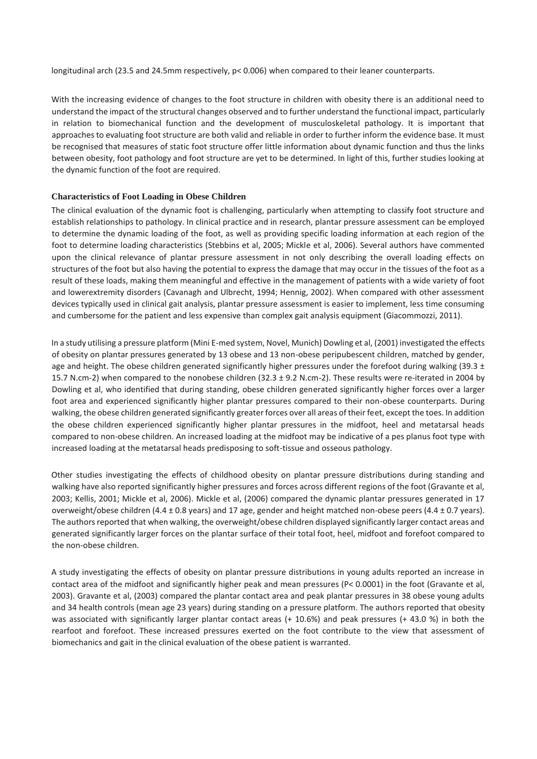longitudinal arch (23.5 and 24.5mm respectively, $p < 0.006$) when compared to their leaner counterparts.

With the increasing evidence of changes to the foot structure in children with obesity there is an additional need to understand the impact of the structural changes observed and to further understand the functional impact, particularly in relation to biomechanical function and the development of musculoskeletal pathology. It is important that approaches to evaluating foot structure are both valid and reliable in order to further inform the evidence base. It must be recognised that measures of static foot structure offer little information about dynamic function and thus the links between obesity, foot pathology and foot structure are yet to be determined. In light of this, further studies looking at the dynamic function of the foot are required.

### Characteristics of Foot Loading in Obese Children

The clinical evaluation of the dynamic foot is challenging, particularly when attempting to classify foot structure and establish relationships to pathology. In clinical practice and in research, plantar pressure assessment can be employed to determine the dynamic loading of the foot, as well as providing specific loading information at each region of the foot to determine loading characteristics (Stebbins et al, 2005; Mickle et al, 2006). Several authors have commented upon the clinical relevance of plantar pressure assessment in not only describing the overall loading effects on structures of the foot but also having the potential to express the damage that may occur in the tissues of the foot as a result of these loads, making them meaningful and effective in the management of patients with a wide variety of foot and lowerextremity disorders (Cavanagh and Ulbrecht, 1994; Hennig, 2002). When compared with other assessment devices typically used in clinical gait analysis, plantar pressure assessment is easier to implement, less time consuming and cumbersome for the patient and less expensive than complex gait analysis equipment (Giacommozzi, 2011).

In a study utilising a pressure platform (Mini E-med system, Novel, Munich) Dowling et al, (2001) investigated the effects of obesity on plantar pressures generated by 13 obese and 13 non-obese peripubescent children, matched by gender, age and height. The obese children generated significantly higher pressures under the forefoot during walking ($39.3 \pm 15.7$ N.cm-2) when compared to the nonobese children ($32.3 \pm 9.2$ N.cm-2). These results were re-iterated in 2004 by Dowling et al, who identified that during standing, obese children generated significantly higher forces over a larger foot area and experienced significantly higher plantar pressures compared to their non-obese counterparts. During walking, the obese children generated significantly greater forces over all areas of their feet, except the toes. In addition the obese children experienced significantly higher plantar pressures in the midfoot, heel and metatarsal heads compared to non-obese children. An increased loading at the midfoot may be indicative of a pes planus foot type with increased loading at the metatarsal heads predisposing to soft-tissue and osseous pathology.

Other studies investigating the effects of childhood obesity on plantar pressure distributions during standing and walking have also reported significantly higher pressures and forces across different regions of the foot (Gravante et al, 2003; Kellis, 2001; Mickle et al, 2006). Mickle et al, (2006) compared the dynamic plantar pressures generated in 17 overweight/obese children ($4.4 \pm 0.8$ years) and 17 age, gender and height matched non-obese peers ($4.4 \pm 0.7$ years). The authors reported that when walking, the overweight/obese children displayed significantly larger contact areas and generated significantly larger forces on the plantar surface of their total foot, heel, midfoot and forefoot compared to the non-obese children.

A study investigating the effects of obesity on plantar pressure distributions in young adults reported an increase in contact area of the midfoot and significantly higher peak and mean pressures ($P < 0.0001$) in the foot (Gravante et al, 2003). Gravante et al, (2003) compared the plantar contact area and peak plantar pressures in 38 obese young adults and 34 health controls (mean age 23 years) during standing on a pressure platform. The authors reported that obesity was associated with significantly larger plantar contact areas (+ 10.6%) and peak pressures (+ 43.0 %) in both the rearfoot and forefoot. These increased pressures exerted on the foot contribute to the view that assessment of biomechanics and gait in the clinical evaluation of the obese patient is warranted.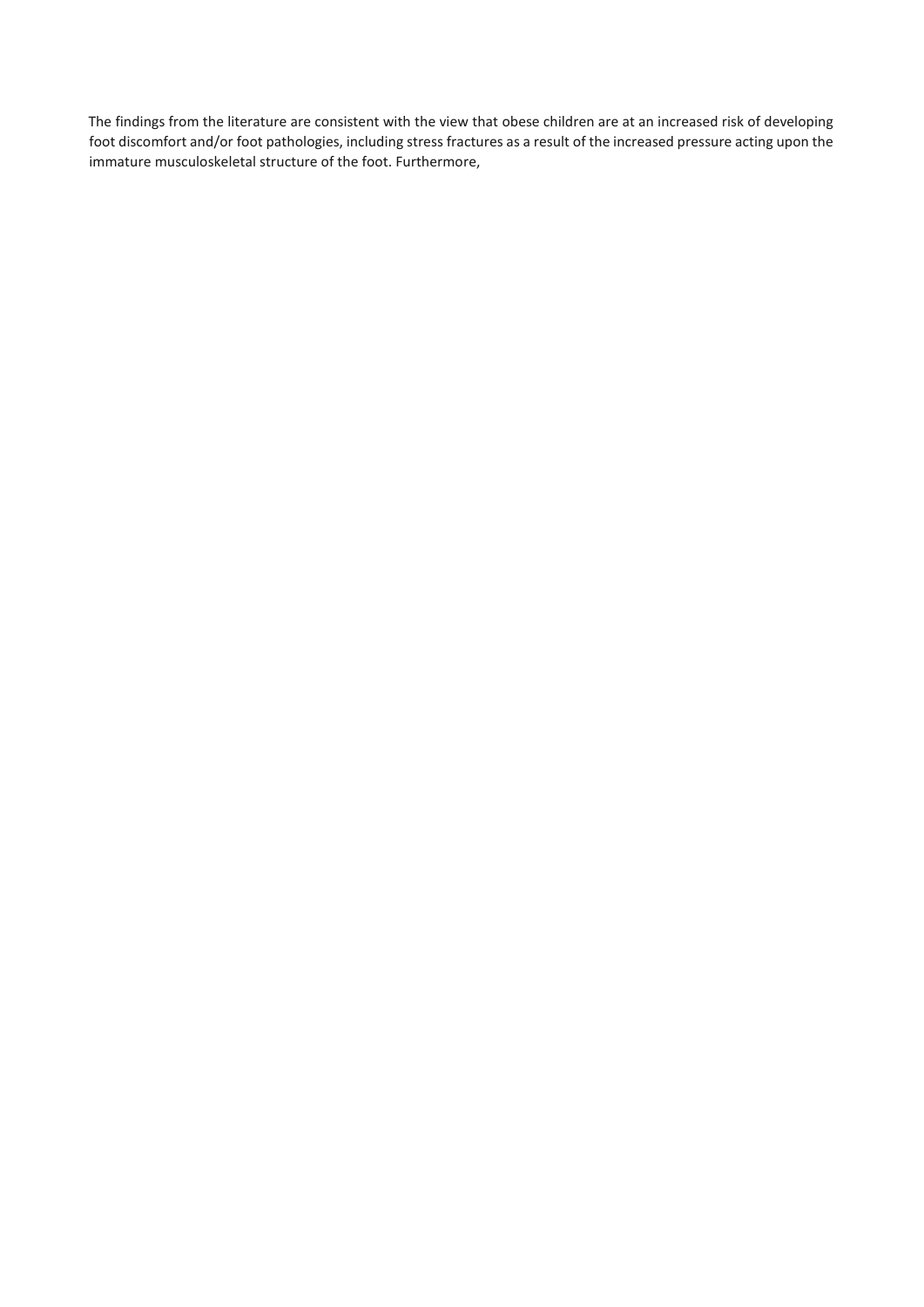The findings from the literature are consistent with the view that obese children are at an increased risk of developing foot discomfort and/or foot pathologies, including stress fractures as a result of the increased pressure acting upon the immature musculoskeletal structure of the foot. Furthermore,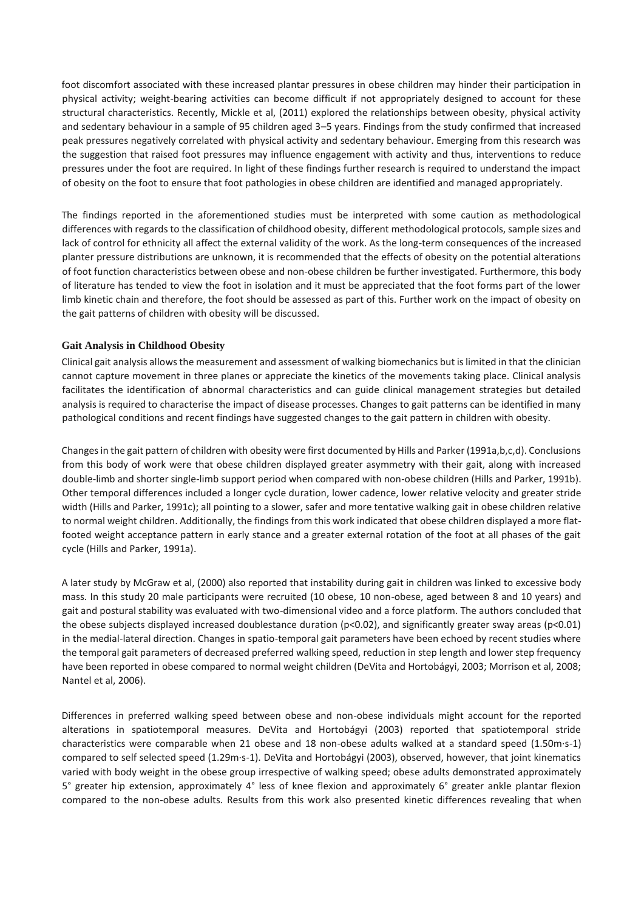foot discomfort associated with these increased plantar pressures in obese children may hinder their participation in physical activity; weight-bearing activities can become difficult if not appropriately designed to account for these structural characteristics. Recently, Mickle et al, (2011) explored the relationships between obesity, physical activity and sedentary behaviour in a sample of 95 children aged 3–5 years. Findings from the study confirmed that increased peak pressures negatively correlated with physical activity and sedentary behaviour. Emerging from this research was the suggestion that raised foot pressures may influence engagement with activity and thus, interventions to reduce pressures under the foot are required. In light of these findings further research is required to understand the impact of obesity on the foot to ensure that foot pathologies in obese children are identified and managed appropriately.

The findings reported in the aforementioned studies must be interpreted with some caution as methodological differences with regards to the classification of childhood obesity, different methodological protocols, sample sizes and lack of control for ethnicity all affect the external validity of the work. As the long-term consequences of the increased planter pressure distributions are unknown, it is recommended that the effects of obesity on the potential alterations of foot function characteristics between obese and non-obese children be further investigated. Furthermore, this body of literature has tended to view the foot in isolation and it must be appreciated that the foot forms part of the lower limb kinetic chain and therefore, the foot should be assessed as part of this. Further work on the impact of obesity on the gait patterns of children with obesity will be discussed.

### Gait Analysis in Childhood Obesity

Clinical gait analysis allows the measurement and assessment of walking biomechanics but is limited in that the clinician cannot capture movement in three planes or appreciate the kinetics of the movements taking place. Clinical analysis facilitates the identification of abnormal characteristics and can guide clinical management strategies but detailed analysis is required to characterise the impact of disease processes. Changes to gait patterns can be identified in many pathological conditions and recent findings have suggested changes to the gait pattern in children with obesity.

Changes in the gait pattern of children with obesity were first documented by Hills and Parker (1991a,b,c,d). Conclusions from this body of work were that obese children displayed greater asymmetry with their gait, along with increased double-limb and shorter single-limb support period when compared with non-obese children (Hills and Parker, 1991b). Other temporal differences included a longer cycle duration, lower cadence, lower relative velocity and greater stride width (Hills and Parker, 1991c); all pointing to a slower, safer and more tentative walking gait in obese children relative to normal weight children. Additionally, the findings from this work indicated that obese children displayed a more flat-footed weight acceptance pattern in early stance and a greater external rotation of the foot at all phases of the gait cycle (Hills and Parker, 1991a).

A later study by McGraw et al, (2000) also reported that instability during gait in children was linked to excessive body mass. In this study 20 male participants were recruited (10 obese, 10 non-obese, aged between 8 and 10 years) and gait and postural stability was evaluated with two-dimensional video and a force platform. The authors concluded that the obese subjects displayed increased doublestance duration ($p<0.02$), and significantly greater sway areas ($p<0.01$) in the medial-lateral direction. Changes in spatio-temporal gait parameters have been echoed by recent studies where the temporal gait parameters of decreased preferred walking speed, reduction in step length and lower step frequency have been reported in obese compared to normal weight children (DeVita and Hortobágyi, 2003; Morrison et al, 2008; Nantel et al, 2006).

Differences in preferred walking speed between obese and non-obese individuals might account for the reported alterations in spatiotemporal measures. DeVita and Hortobágyi (2003) reported that spatiotemporal stride characteristics were comparable when 21 obese and 18 non-obese adults walked at a standard speed ($1.50 m \cdot s^{-1}$) compared to self selected speed ($1.29 m \cdot s^{-1}$). DeVita and Hortobágyi (2003), observed, however, that joint kinematics varied with body weight in the obese group irrespective of walking speed; obese adults demonstrated approximately 5° greater hip extension, approximately 4° less of knee flexion and approximately 6° greater ankle plantar flexion compared to the non-obese adults. Results from this work also presented kinetic differences revealing that when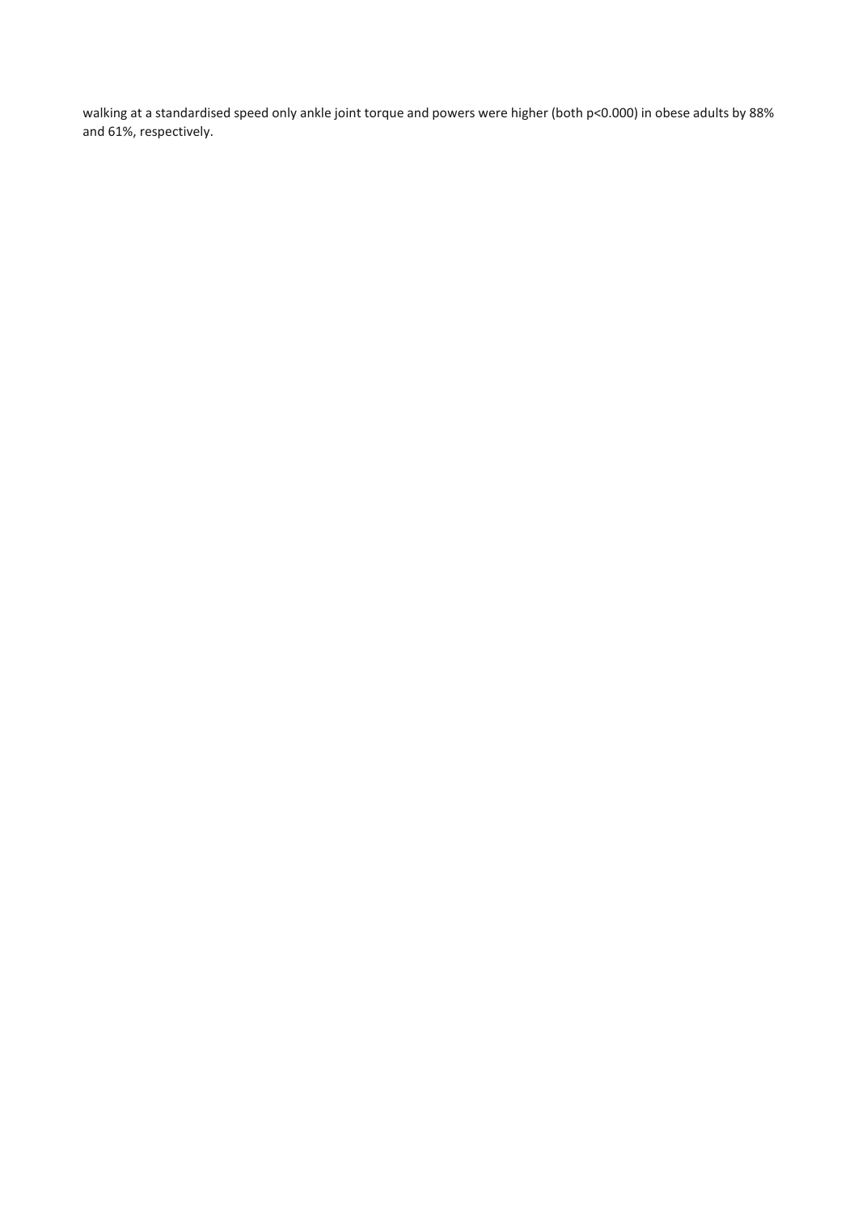walking at a standardised speed only ankle joint torque and powers were higher (both $p<0.000$) in obese adults by 88% and 61%, respectively.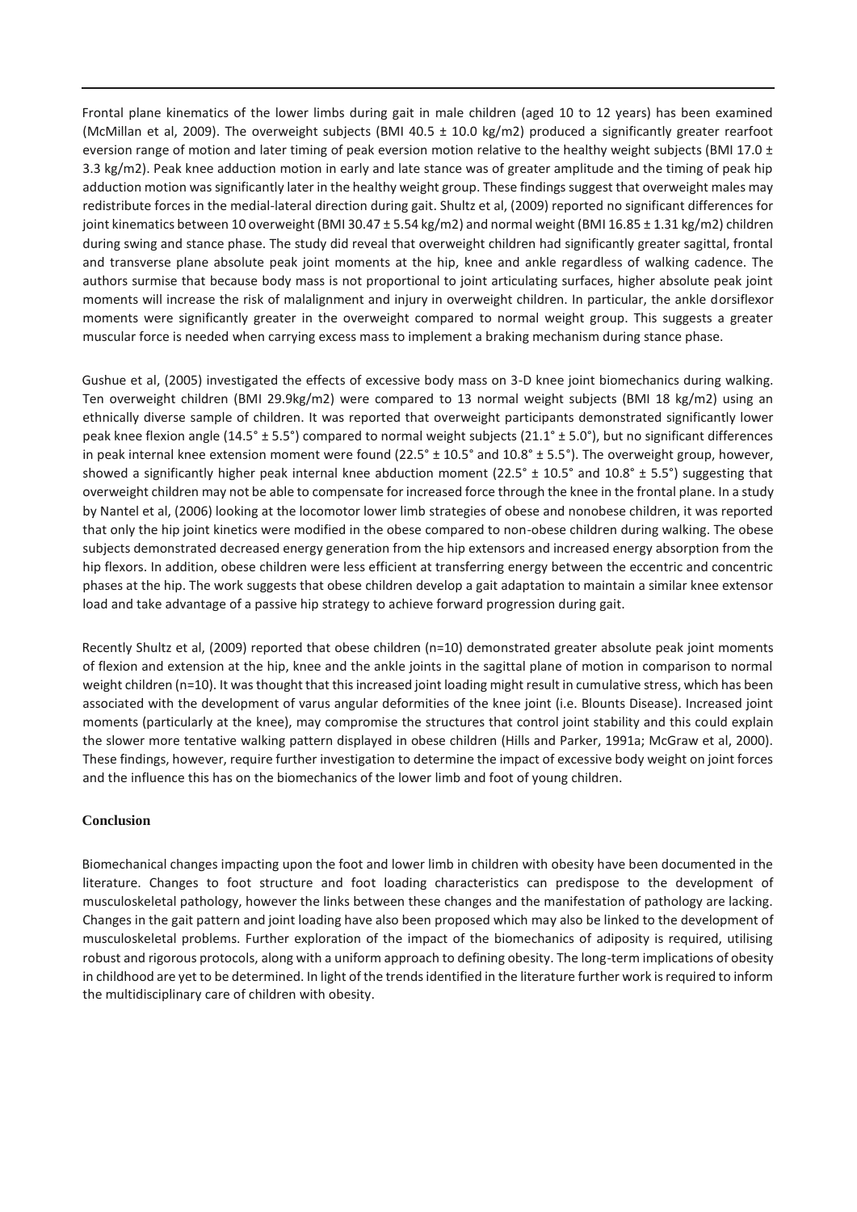Frontal plane kinematics of the lower limbs during gait in male children (aged 10 to 12 years) has been examined (McMillan et al, 2009). The overweight subjects (BMI 40.5 ± 10.0 kg/m2) produced a significantly greater rearfoot eversion range of motion and later timing of peak eversion motion relative to the healthy weight subjects (BMI 17.0 ± 3.3 kg/m2). Peak knee adduction motion in early and late stance was of greater amplitude and the timing of peak hip adduction motion was significantly later in the healthy weight group. These findings suggest that overweight males may redistribute forces in the medial-lateral direction during gait. Shultz et al, (2009) reported no significant differences for joint kinematics between 10 overweight (BMI 30.47 ± 5.54 kg/m2) and normal weight (BMI 16.85 ± 1.31 kg/m2) children during swing and stance phase. The study did reveal that overweight children had significantly greater sagittal, frontal and transverse plane absolute peak joint moments at the hip, knee and ankle regardless of walking cadence. The authors surmise that because body mass is not proportional to joint articulating surfaces, higher absolute peak joint moments will increase the risk of malalignment and injury in overweight children. In particular, the ankle dorsiflexor moments were significantly greater in the overweight compared to normal weight group. This suggests a greater muscular force is needed when carrying excess mass to implement a braking mechanism during stance phase.

Gushue et al, (2005) investigated the effects of excessive body mass on 3-D knee joint biomechanics during walking. Ten overweight children (BMI 29.9kg/m2) were compared to 13 normal weight subjects (BMI 18 kg/m2) using an ethnically diverse sample of children. It was reported that overweight participants demonstrated significantly lower peak knee flexion angle (14.5° ± 5.5°) compared to normal weight subjects (21.1° ± 5.0°), but no significant differences in peak internal knee extension moment were found (22.5° ± 10.5° and 10.8° ± 5.5°). The overweight group, however, showed a significantly higher peak internal knee abduction moment (22.5° ± 10.5° and 10.8° ± 5.5°) suggesting that overweight children may not be able to compensate for increased force through the knee in the frontal plane. In a study by Nantel et al, (2006) looking at the locomotor lower limb strategies of obese and nonobese children, it was reported that only the hip joint kinetics were modified in the obese compared to non-obese children during walking. The obese subjects demonstrated decreased energy generation from the hip extensors and increased energy absorption from the hip flexors. In addition, obese children were less efficient at transferring energy between the eccentric and concentric phases at the hip. The work suggests that obese children develop a gait adaptation to maintain a similar knee extensor load and take advantage of a passive hip strategy to achieve forward progression during gait.

Recently Shultz et al, (2009) reported that obese children (n=10) demonstrated greater absolute peak joint moments of flexion and extension at the hip, knee and the ankle joints in the sagittal plane of motion in comparison to normal weight children (n=10). It was thought that this increased joint loading might result in cumulative stress, which has been associated with the development of varus angular deformities of the knee joint (i.e. Blounts Disease). Increased joint moments (particularly at the knee), may compromise the structures that control joint stability and this could explain the slower more tentative walking pattern displayed in obese children (Hills and Parker, 1991a; McGraw et al, 2000). These findings, however, require further investigation to determine the impact of excessive body weight on joint forces and the influence this has on the biomechanics of the lower limb and foot of young children.

## Conclusion

Biomechanical changes impacting upon the foot and lower limb in children with obesity have been documented in the literature. Changes to foot structure and foot loading characteristics can predispose to the development of musculoskeletal pathology, however the links between these changes and the manifestation of pathology are lacking. Changes in the gait pattern and joint loading have also been proposed which may also be linked to the development of musculoskeletal problems. Further exploration of the impact of the biomechanics of adiposity is required, utilising robust and rigorous protocols, along with a uniform approach to defining obesity. The long-term implications of obesity in childhood are yet to be determined. In light of the trends identified in the literature further work is required to inform the multidisciplinary care of children with obesity.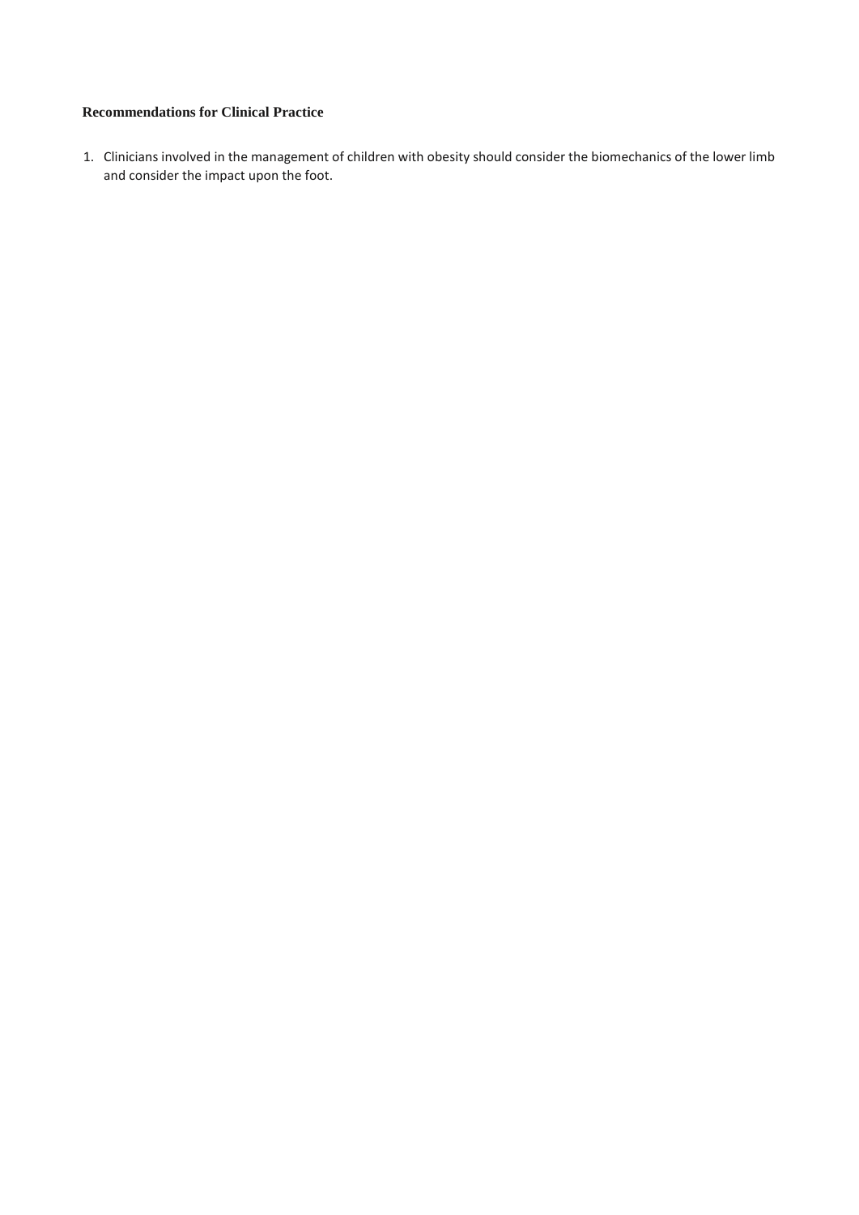**Recommendations for Clinical Practice**

1. Clinicians involved in the management of children with obesity should consider the biomechanics of the lower limb and consider the impact upon the foot.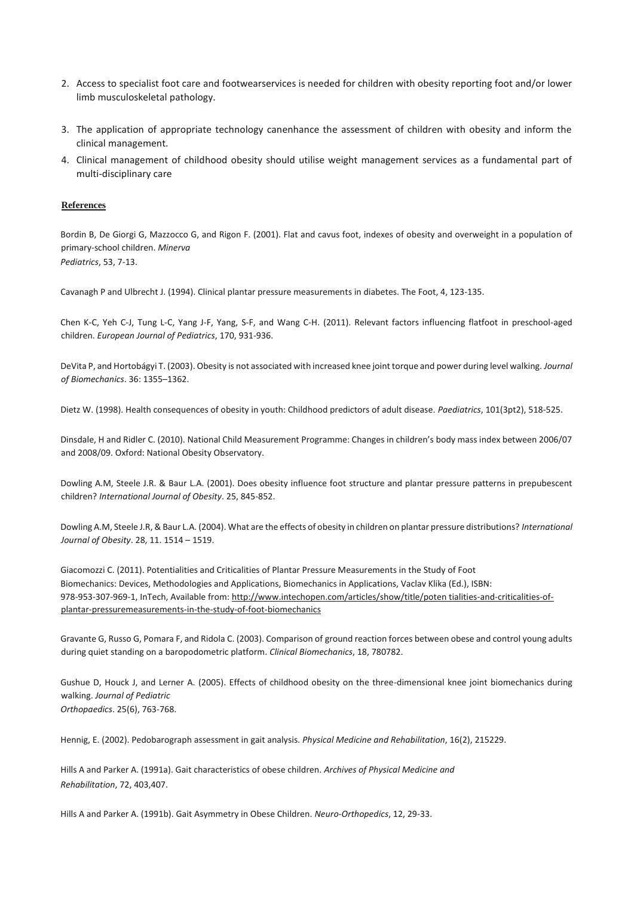2. Access to specialist foot care and footwearservices is needed for children with obesity reporting foot and/or lower limb musculoskeletal pathology.
3. The application of appropriate technology canenhance the assessment of children with obesity and inform the clinical management.
4. Clinical management of childhood obesity should utilise weight management services as a fundamental part of multi-disciplinary care

**References**

Bordin B, De Giorgi G, Mazzocco G, and Rigon F. (2001). Flat and cavus foot, indexes of obesity and overweight in a population of primary-school children. *Minerva Pediatrics*, 53, 7-13.

Cavanagh P and Ulbrecht J. (1994). Clinical plantar pressure measurements in diabetes. The Foot, 4, 123-135.

Chen K-C, Yeh C-J, Tung L-C, Yang J-F, Yang, S-F, and Wang C-H. (2011). Relevant factors influencing flatfoot in preschool-aged children. *European Journal of Pediatrics*, 170, 931-936.

DeVita P, and Hortobágyi T. (2003). Obesity is not associated with increased knee joint torque and power during level walking. *Journal of Biomechanics*. 36: 1355–1362.

Dietz W. (1998). Health consequences of obesity in youth: Childhood predictors of adult disease. *Paediatrics*, 101(3pt2), 518-525.

Dinsdale, H and Ridler C. (2010). National Child Measurement Programme: Changes in children's body mass index between 2006/07 and 2008/09. Oxford: National Obesity Observatory.

Dowling A.M, Steele J.R. & Baur L.A. (2001). Does obesity influence foot structure and plantar pressure patterns in prepubescent children? *International Journal of Obesity*. 25, 845-852.

Dowling A.M, Steele J.R, & Baur L.A. (2004). What are the effects of obesity in children on plantar pressure distributions? *International Journal of Obesity*. 28, 11. 1514 – 1519.

Giacomozzi C. (2011). Potentialities and Criticalities of Plantar Pressure Measurements in the Study of Foot Biomechanics: Devices, Methodologies and Applications, Biomechanics in Applications, Vaclav Klika (Ed.), ISBN: 978-953-307-969-1, InTech, Available from: http://www.intechopen.com/articles/show/title/poten tialities-and-criticalities-of-plantar-pressuremeasurements-in-the-study-of-foot-biomechanics

Gravante G, Russo G, Pomara F, and Ridola C. (2003). Comparison of ground reaction forces between obese and control young adults during quiet standing on a baropodometric platform. *Clinical Biomechanics*, 18, 780782.

Gushue D, Houck J, and Lerner A. (2005). Effects of childhood obesity on the three-dimensional knee joint biomechanics during walking. *Journal of Pediatric Orthopaedics*. 25(6), 763-768.

Hennig, E. (2002). Pedobarograph assessment in gait analysis. *Physical Medicine and Rehabilitation*, 16(2), 215229.

Hills A and Parker A. (1991a). Gait characteristics of obese children. *Archives of Physical Medicine and Rehabilitation*, 72, 403,407.

Hills A and Parker A. (1991b). Gait Asymmetry in Obese Children. *Neuro-Orthopedics*, 12, 29-33.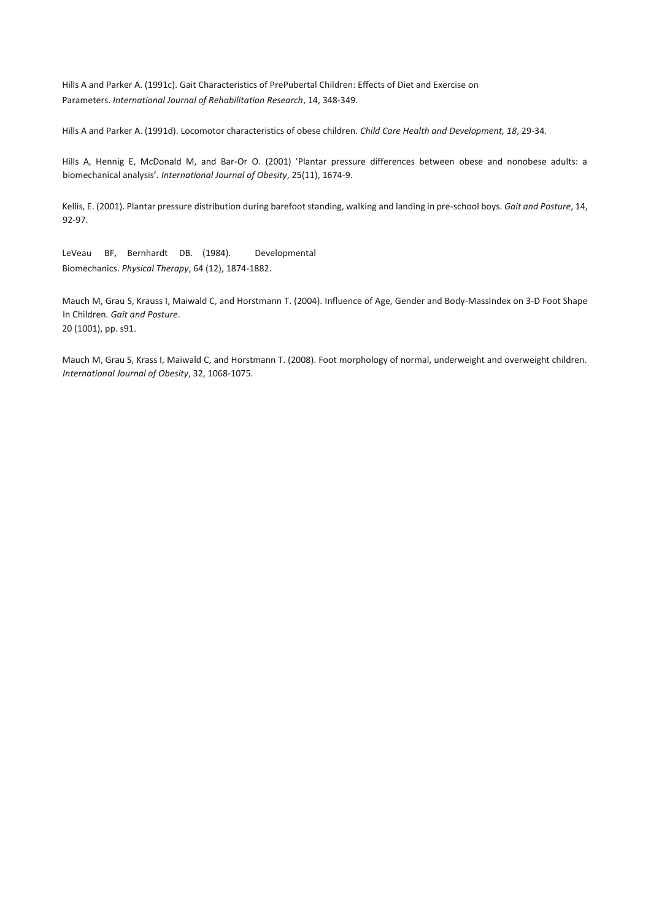Hills A and Parker A. (1991c). Gait Characteristics of PrePubertal Children: Effects of Diet and Exercise on Parameters. *International Journal of Rehabilitation Research*, 14, 348-349.

Hills A and Parker A. (1991d). Locomotor characteristics of obese children. *Child Care Health and Development, 18*, 29-34.

Hills A, Hennig E, McDonald M, and Bar-Or O. (2001) 'Plantar pressure differences between obese and nonobese adults: a biomechanical analysis'. *International Journal of Obesity*, 25(11), 1674-9.

Kellis, E. (2001). Plantar pressure distribution during barefoot standing, walking and landing in pre-school boys. *Gait and Posture*, 14, 92-97.

LeVeau BF, Bernhardt DB. (1984). Developmental Biomechanics. *Physical Therapy*, 64 (12), 1874-1882.

Mauch M, Grau S, Krauss I, Maiwald C, and Horstmann T. (2004). Influence of Age, Gender and Body-MassIndex on 3-D Foot Shape In Children. *Gait and Posture*. 20 (1001), pp. s91.

Mauch M, Grau S, Krass I, Maiwald C, and Horstmann T. (2008). Foot morphology of normal, underweight and overweight children. *International Journal of Obesity*, 32, 1068-1075.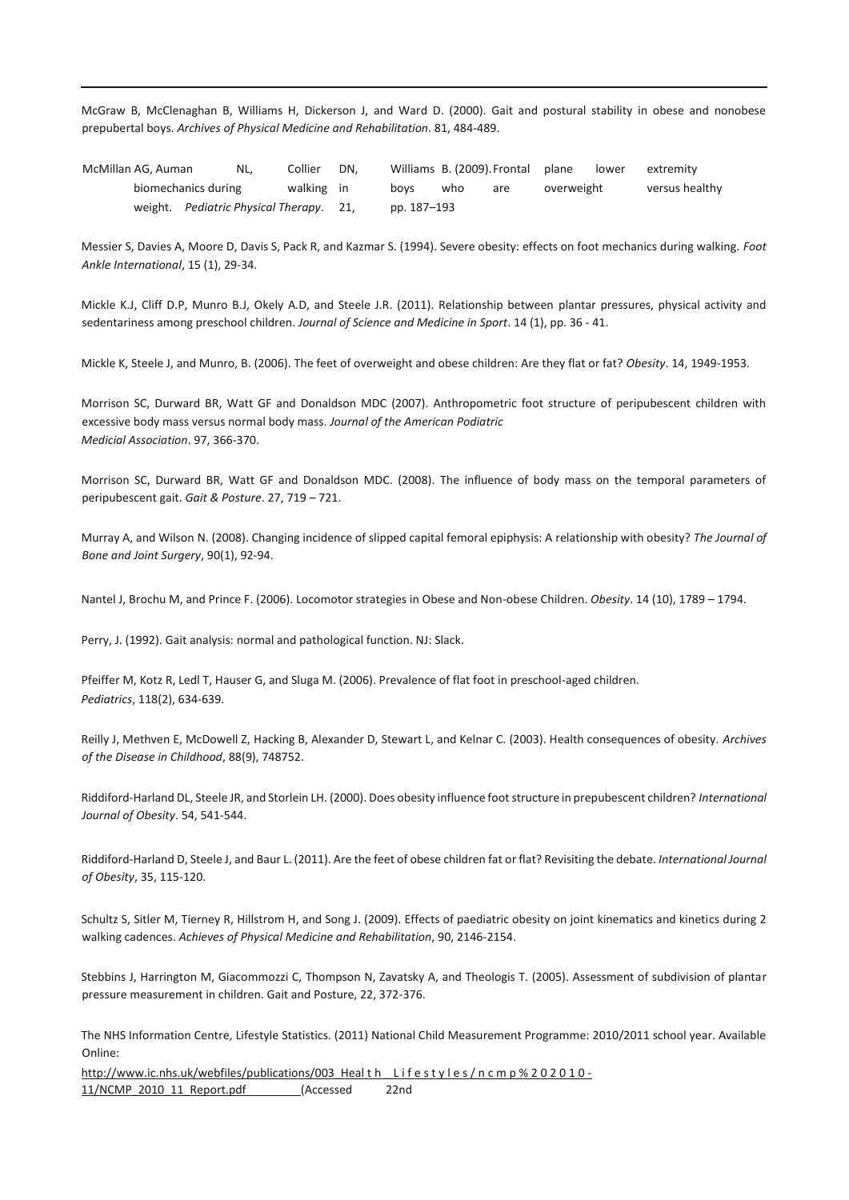McGraw B, McClenaghan B, Williams H, Dickerson J, and Ward D. (2000). Gait and postural stability in obese and nonobese prepubertal boys. *Archives of Physical Medicine and Rehabilitation*. 81, 484-489.

McMillan AG, Auman NL, Collier DN, Williams B. (2009). Frontal plane lower extremity biomechanics during walking in boys who are overweight versus healthy weight. *Pediatric Physical Therapy*. 21, pp. 187–193

Messier S, Davies A, Moore D, Davis S, Pack R, and Kazmar S. (1994). Severe obesity: effects on foot mechanics during walking. *Foot Ankle International*, 15 (1), 29-34.

Mickle K.J, Cliff D.P, Munro B.J, Okely A.D, and Steele J.R. (2011). Relationship between plantar pressures, physical activity and sedentariness among preschool children. *Journal of Science and Medicine in Sport*. 14 (1), pp. 36 - 41.

Mickle K, Steele J, and Munro, B. (2006). The feet of overweight and obese children: Are they flat or fat? *Obesity*. 14, 1949-1953.

Morrison SC, Durward BR, Watt GF and Donaldson MDC (2007). Anthropometric foot structure of peripubescent children with excessive body mass versus normal body mass. *Journal of the American Podiatric Medicial Association*. 97, 366-370.

Morrison SC, Durward BR, Watt GF and Donaldson MDC. (2008). The influence of body mass on the temporal parameters of peripubescent gait. *Gait & Posture*. 27, 719 – 721.

Murray A, and Wilson N. (2008). Changing incidence of slipped capital femoral epiphysis: A relationship with obesity? *The Journal of Bone and Joint Surgery*, 90(1), 92-94.

Nantel J, Brochu M, and Prince F. (2006). Locomotor strategies in Obese and Non-obese Children. *Obesity*. 14 (10), 1789 – 1794.

Perry, J. (1992). Gait analysis: normal and pathological function. NJ: Slack.

Pfeiffer M, Kotz R, Ledl T, Hauser G, and Sluga M. (2006). Prevalence of flat foot in preschool-aged children. *Pediatrics*, 118(2), 634-639.

Reilly J, Methven E, McDowell Z, Hacking B, Alexander D, Stewart L, and Kelnar C. (2003). Health consequences of obesity. *Archives of the Disease in Childhood*, 88(9), 748752.

Riddiford-Harland DL, Steele JR, and Storlein LH. (2000). Does obesity influence foot structure in prepubescent children? *International Journal of Obesity*. 54, 541-544.

Riddiford-Harland D, Steele J, and Baur L. (2011). Are the feet of obese children fat or flat? Revisiting the debate. *International Journal of Obesity*, 35, 115-120.

Schultz S, Sitler M, Tierney R, Hillstrom H, and Song J. (2009). Effects of paediatric obesity on joint kinematics and kinetics during 2 walking cadences. *Achieves of Physical Medicine and Rehabilitation*, 90, 2146-2154.

Stebbins J, Harrington M, Giacommozzi C, Thompson N, Zavatsky A, and Theologis T. (2005). Assessment of subdivision of plantar pressure measurement in children. Gait and Posture, 22, 372-376.

The NHS Information Centre, Lifestyle Statistics. (2011) National Child Measurement Programme: 2010/2011 school year. Available Online: http://www.ic.nhs.uk/webfiles/publications/003_Health_Lifestyles/ncmp%202010-11/NCMP_2010_11_Report.pdf (Accessed 22nd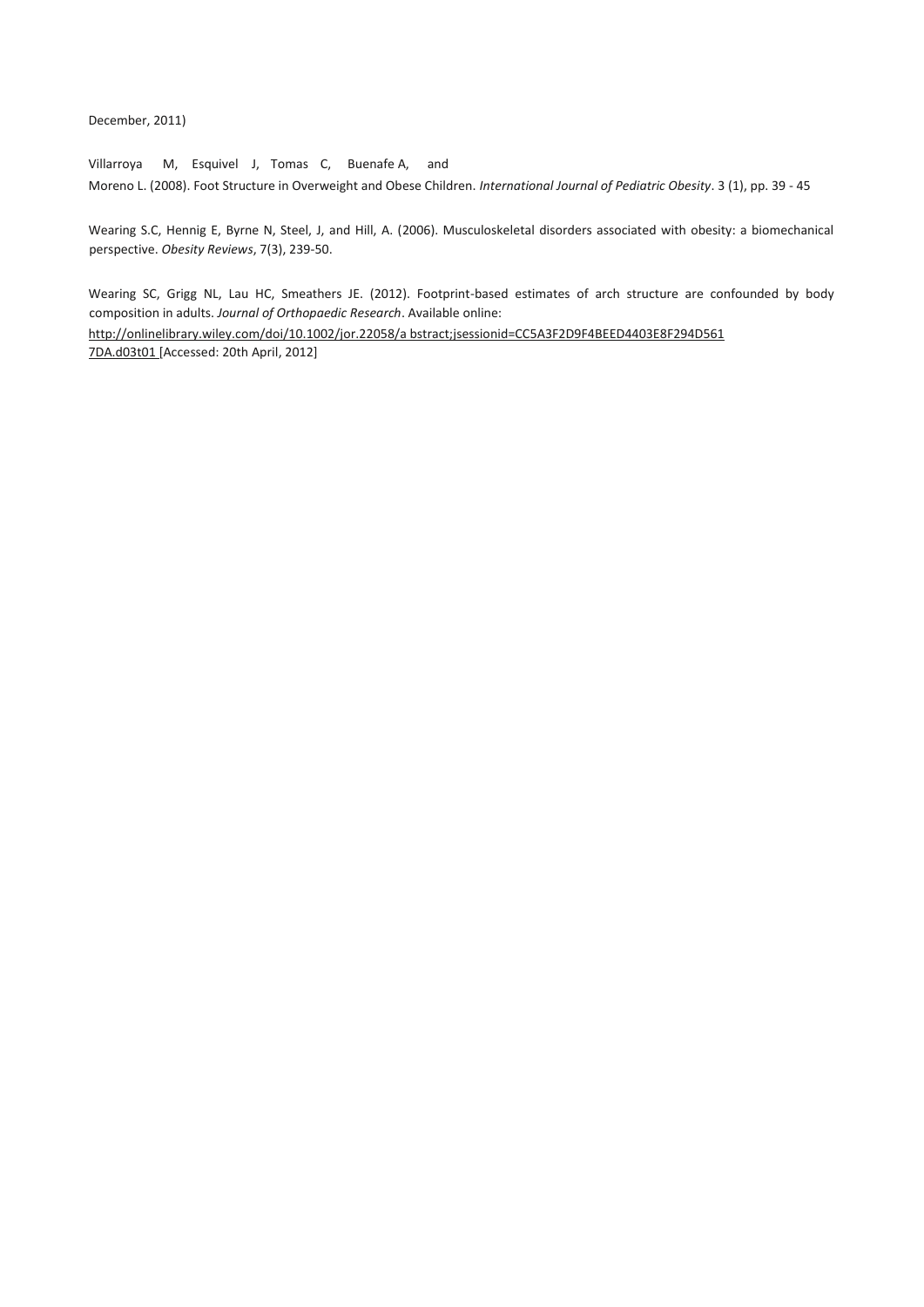December, 2011)

Villarroya M, Esquivel J, Tomas C, Buenafe A, and Moreno L. (2008). Foot Structure in Overweight and Obese Children. *International Journal of Pediatric Obesity*. 3 (1), pp. 39 - 45

Wearing S.C, Hennig E, Byrne N, Steel, J, and Hill, A. (2006). Musculoskeletal disorders associated with obesity: a biomechanical perspective. *Obesity Reviews*, 7(3), 239-50.

Wearing SC, Grigg NL, Lau HC, Smeathers JE. (2012). Footprint-based estimates of arch structure are confounded by body composition in adults. *Journal of Orthopaedic Research*. Available online: http://onlinelibrary.wiley.com/doi/10.1002/jor.22058/a bstract;jsessionid=CC5A3F2D9F4BEED4403E8F294D561 7DA.d03t01 [Accessed: 20th April, 2012]